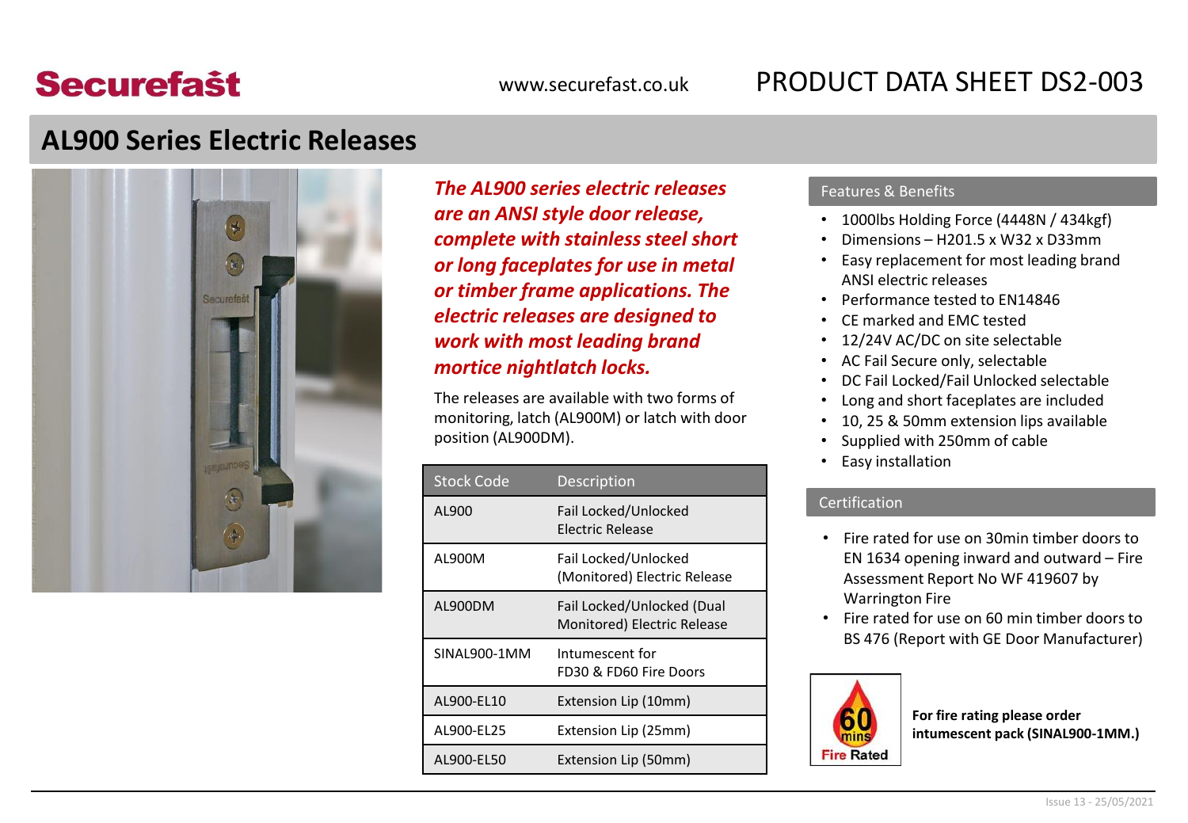# Securefast

www.securefast.co.uk

PRODUCT DATA SHEET DS2-003

## AL900 Series Electric Releases

***The AL900 series electric releases are an ANSI style door release, complete with stainless steel short or long faceplates for use in metal or timber frame applications. The electric releases are designed to work with most leading brand mortice nightlatch locks.***

The releases are available with two forms of monitoring, latch (AL900M) or latch with door position (AL900DM).

| Stock Code | Description |
|---|---|
| AL900 | Fail Locked/Unlocked Electric Release |
| AL900M | Fail Locked/Unlocked (Monitored) Electric Release |
| AL900DM | Fail Locked/Unlocked (Dual Monitored) Electric Release |
| SINAL900-1MM | Intumescent for FD30 & FD60 Fire Doors |
| AL900-EL10 | Extension Lip (10mm) |
| AL900-EL25 | Extension Lip (25mm) |
| AL900-EL50 | Extension Lip (50mm) |

### Features & Benefits

- 1000lbs Holding Force (4448N / 434kgf)
- Dimensions – H201.5 x W32 x D33mm
- Easy replacement for most leading brand ANSI electric releases
- Performance tested to EN14846
- CE marked and EMC tested
- 12/24V AC/DC on site selectable
- AC Fail Secure only, selectable
- DC Fail Locked/Fail Unlocked selectable
- Long and short faceplates are included
- 10, 25 & 50mm extension lips available
- Supplied with 250mm of cable
- Easy installation

### Certification

- Fire rated for use on 30min timber doors to EN 1634 opening inward and outward – Fire Assessment Report No WF 419607 by Warrington Fire
- Fire rated for use on 60 min timber doors to BS 476 (Report with GE Door Manufacturer)

60 mins Fire Rated

**For fire rating please order intumescent pack (SINAL900-1MM.)**

Issue 13 - 25/05/2021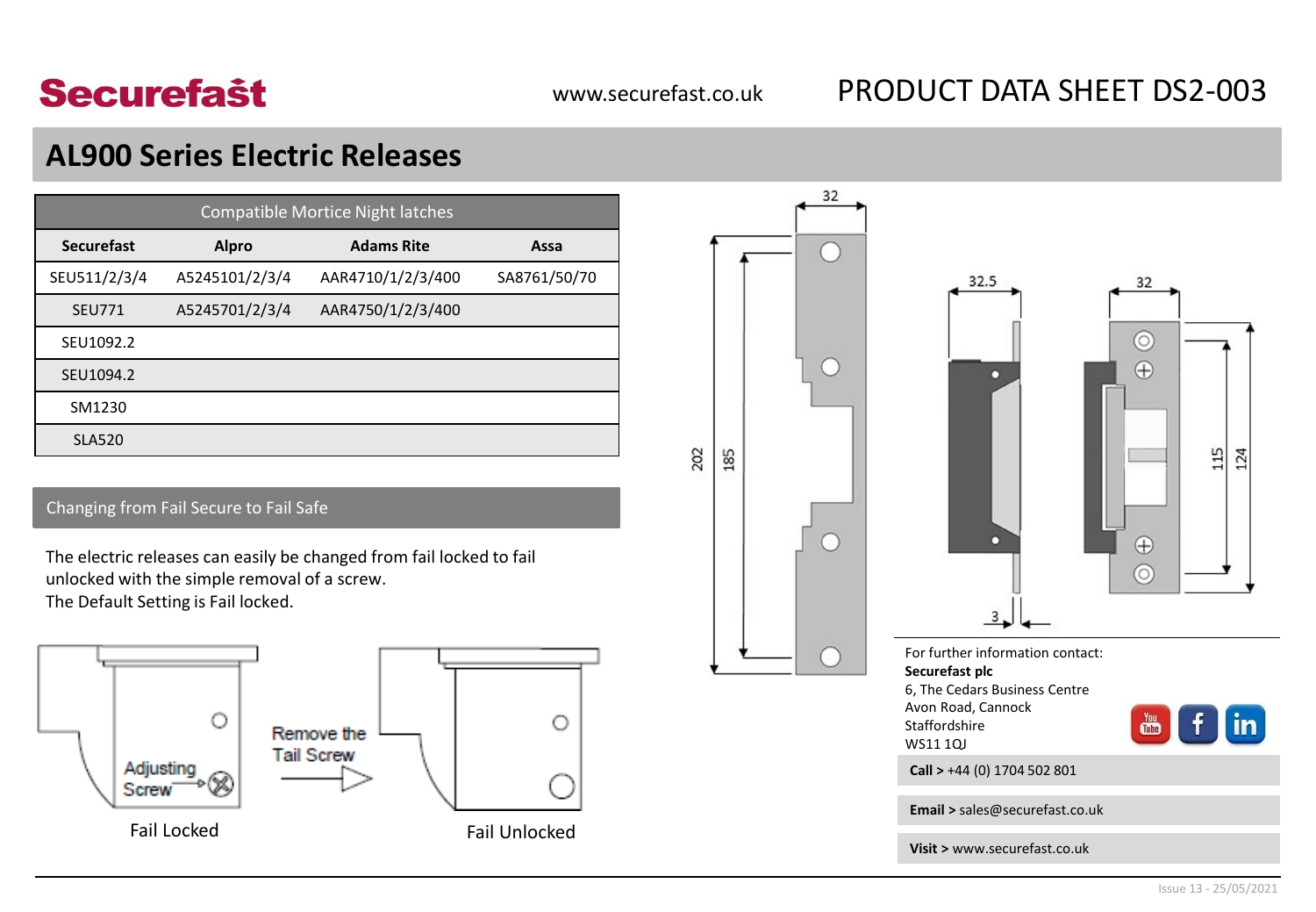# Securefast

www.securefast.co.uk

PRODUCT DATA SHEET DS2-003

## AL900 Series Electric Releases

| Compatible Mortice Night latches | | | |
|---|---|---|---|
| **Securefast** | **Alpro** | **Adams Rite** | **Assa** |
| SEU511/2/3/4 | A5245101/2/3/4 | AAR4710/1/2/3/400 | SA8761/50/70 |
| SEU771 | A5245701/2/3/4 | AAR4750/1/2/3/400 | |
| SEU1092.2 | | | |
| SEU1094.2 | | | |
| SM1230 | | | |
| SLA520 | | | |

### Changing from Fail Secure to Fail Safe

The electric releases can easily be changed from fail locked to fail unlocked with the simple removal of a screw.
The Default Setting is Fail locked.

Adjusting Screw

Remove the Tail Screw

Fail Locked

Fail Unlocked

32

202

185

32.5

32

115

124

3

For further information contact:
**Securefast plc**
6, The Cedars Business Centre
Avon Road, Cannock
Staffordshire
WS11 1QJ

**Call >** +44 (0) 1704 502 801

**Email >** sales@securefast.co.uk

**Visit >** www.securefast.co.uk

Issue 13 - 25/05/2021